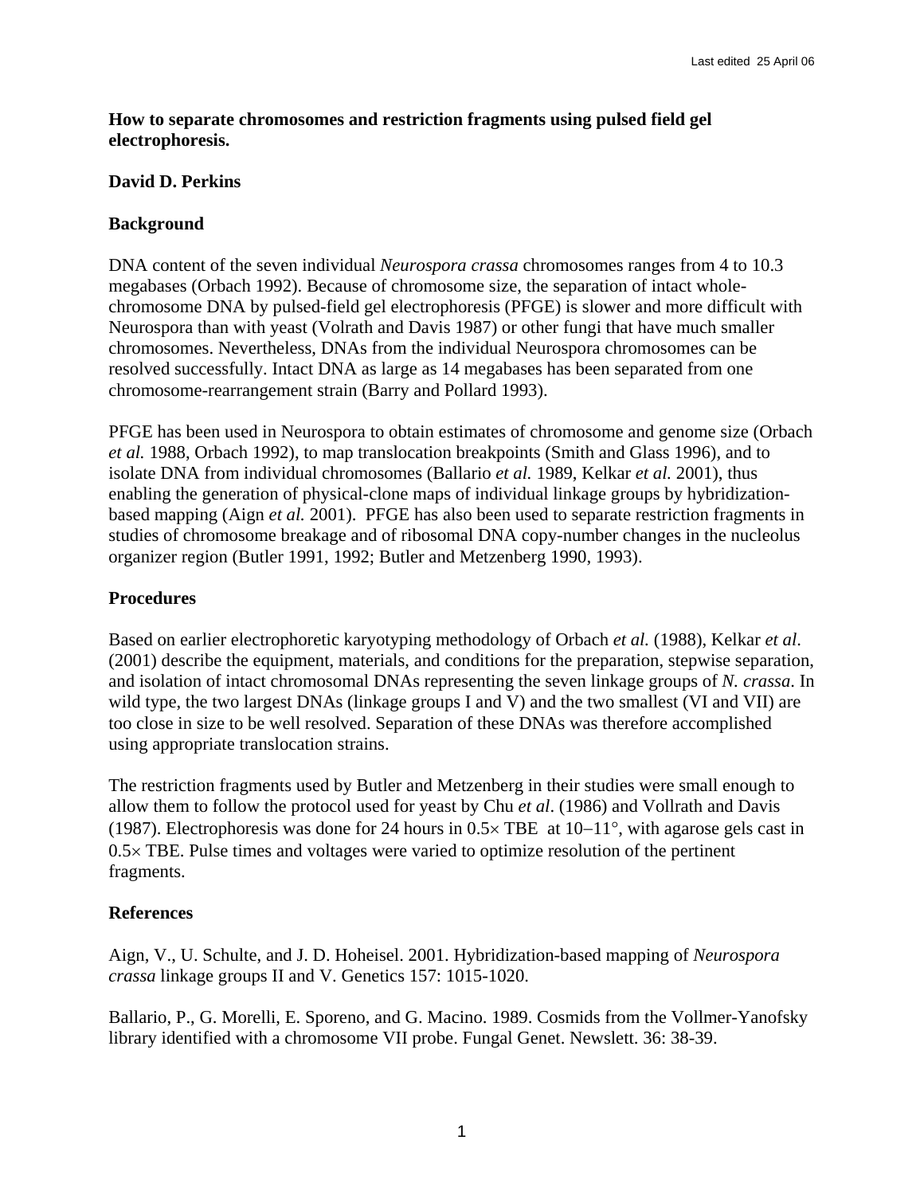Last edited 25 April 06

**How to separate chromosomes and restriction fragments using pulsed field gel electrophoresis.**

**David D. Perkins**

## Background

DNA content of the seven individual *Neurospora crassa* chromosomes ranges from 4 to 10.3 megabases (Orbach 1992). Because of chromosome size, the separation of intact whole-chromosome DNA by pulsed-field gel electrophoresis (PFGE) is slower and more difficult with Neurospora than with yeast (Volrath and Davis 1987) or other fungi that have much smaller chromosomes. Nevertheless, DNAs from the individual Neurospora chromosomes can be resolved successfully. Intact DNA as large as 14 megabases has been separated from one chromosome-rearrangement strain (Barry and Pollard 1993).

PFGE has been used in Neurospora to obtain estimates of chromosome and genome size (Orbach *et al.* 1988, Orbach 1992), to map translocation breakpoints (Smith and Glass 1996), and to isolate DNA from individual chromosomes (Ballario *et al.* 1989, Kelkar *et al.* 2001), thus enabling the generation of physical-clone maps of individual linkage groups by hybridization-based mapping (Aign *et al.* 2001). PFGE has also been used to separate restriction fragments in studies of chromosome breakage and of ribosomal DNA copy-number changes in the nucleolus organizer region (Butler 1991, 1992; Butler and Metzenberg 1990, 1993).

## Procedures

Based on earlier electrophoretic karyotyping methodology of Orbach *et al.* (1988), Kelkar *et al*. (2001) describe the equipment, materials, and conditions for the preparation, stepwise separation, and isolation of intact chromosomal DNAs representing the seven linkage groups of *N. crassa*. In wild type, the two largest DNAs (linkage groups I and V) and the two smallest (VI and VII) are too close in size to be well resolved. Separation of these DNAs was therefore accomplished using appropriate translocation strains.

The restriction fragments used by Butler and Metzenberg in their studies were small enough to allow them to follow the protocol used for yeast by Chu *et al*. (1986) and Vollrath and Davis (1987). Electrophoresis was done for 24 hours in 0.5× TBE at 10–11°, with agarose gels cast in 0.5× TBE. Pulse times and voltages were varied to optimize resolution of the pertinent fragments.

## References

Aign, V., U. Schulte, and J. D. Hoheisel. 2001. Hybridization-based mapping of *Neurospora crassa* linkage groups II and V. Genetics 157: 1015-1020.

Ballario, P., G. Morelli, E. Sporeno, and G. Macino. 1989. Cosmids from the Vollmer-Yanofsky library identified with a chromosome VII probe. Fungal Genet. Newslett. 36: 38-39.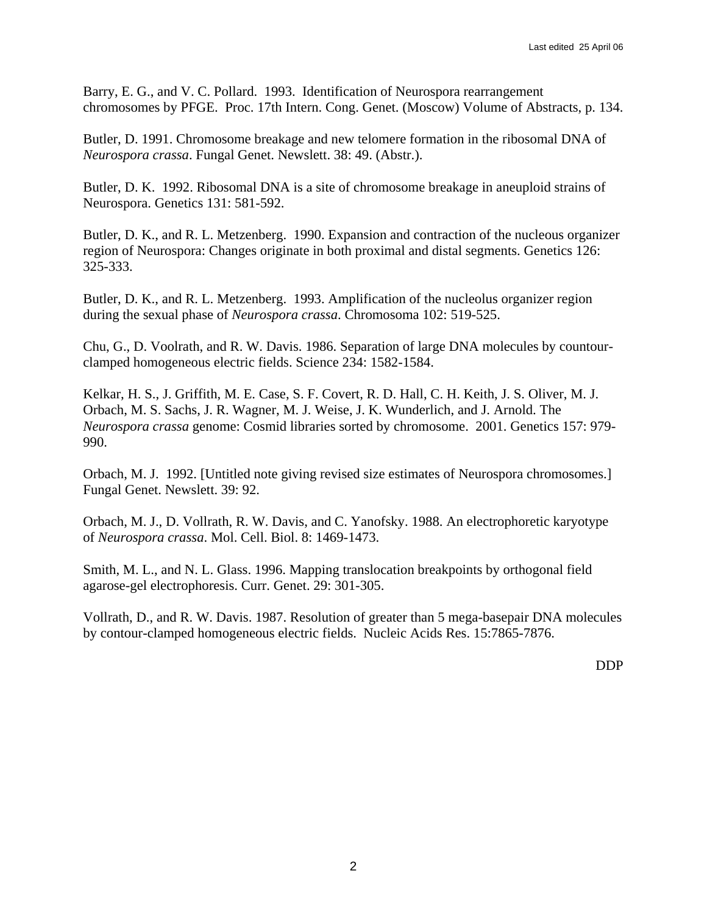Barry, E. G., and V. C. Pollard. 1993. Identification of Neurospora rearrangement chromosomes by PFGE. Proc. 17th Intern. Cong. Genet. (Moscow) Volume of Abstracts, p. 134.

Butler, D. 1991. Chromosome breakage and new telomere formation in the ribosomal DNA of *Neurospora crassa*. Fungal Genet. Newslett. 38: 49. (Abstr.).

Butler, D. K. 1992. Ribosomal DNA is a site of chromosome breakage in aneuploid strains of Neurospora. Genetics 131: 581-592.

Butler, D. K., and R. L. Metzenberg. 1990. Expansion and contraction of the nucleous organizer region of Neurospora: Changes originate in both proximal and distal segments. Genetics 126: 325-333.

Butler, D. K., and R. L. Metzenberg. 1993. Amplification of the nucleolus organizer region during the sexual phase of *Neurospora crassa*. Chromosoma 102: 519-525.

Chu, G., D. Voolrath, and R. W. Davis. 1986. Separation of large DNA molecules by countour-clamped homogeneous electric fields. Science 234: 1582-1584.

Kelkar, H. S., J. Griffith, M. E. Case, S. F. Covert, R. D. Hall, C. H. Keith, J. S. Oliver, M. J. Orbach, M. S. Sachs, J. R. Wagner, M. J. Weise, J. K. Wunderlich, and J. Arnold. The *Neurospora crassa* genome: Cosmid libraries sorted by chromosome. 2001. Genetics 157: 979-990.

Orbach, M. J. 1992. [Untitled note giving revised size estimates of Neurospora chromosomes.] Fungal Genet. Newslett. 39: 92.

Orbach, M. J., D. Vollrath, R. W. Davis, and C. Yanofsky. 1988. An electrophoretic karyotype of *Neurospora crassa*. Mol. Cell. Biol. 8: 1469-1473.

Smith, M. L., and N. L. Glass. 1996. Mapping translocation breakpoints by orthogonal field agarose-gel electrophoresis. Curr. Genet. 29: 301-305.

Vollrath, D., and R. W. Davis. 1987. Resolution of greater than 5 mega-basepair DNA molecules by contour-clamped homogeneous electric fields. Nucleic Acids Res. 15:7865-7876.

DDP